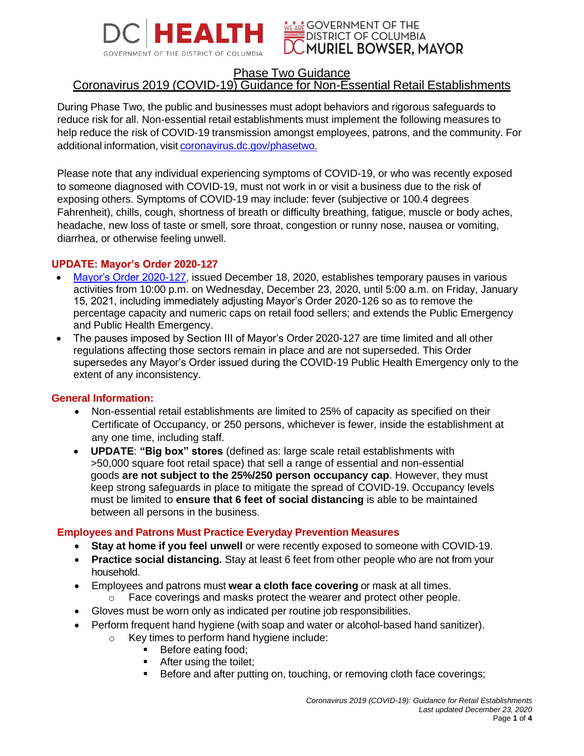DC HEALTH
GOVERNMENT OF THE DISTRICT OF COLUMBIA

GOVERNMENT OF THE DISTRICT OF COLUMBIA
MURIEL BOWSER, MAYOR

# Phase Two Guidance
# Coronavirus 2019 (COVID-19) Guidance for Non-Essential Retail Establishments

During Phase Two, the public and businesses must adopt behaviors and rigorous safeguards to reduce risk for all. Non-essential retail establishments must implement the following measures to help reduce the risk of COVID-19 transmission amongst employees, patrons, and the community. For additional information, visit [coronavirus.dc.gov/phasetwo.](coronavirus.dc.gov/phasetwo)

Please note that any individual experiencing symptoms of COVID-19, or who was recently exposed to someone diagnosed with COVID-19, must not work in or visit a business due to the risk of exposing others. Symptoms of COVID-19 may include: fever (subjective or 100.4 degrees Fahrenheit), chills, cough, shortness of breath or difficulty breathing, fatigue, muscle or body aches, headache, new loss of taste or smell, sore throat, congestion or runny nose, nausea or vomiting, diarrhea, or otherwise feeling unwell.

### UPDATE: Mayor's Order 2020-127

- Mayor's Order 2020-127, issued December 18, 2020, establishes temporary pauses in various activities from 10:00 p.m. on Wednesday, December 23, 2020, until 5:00 a.m. on Friday, January 15, 2021, including immediately adjusting Mayor's Order 2020-126 so as to remove the percentage capacity and numeric caps on retail food sellers; and extends the Public Emergency and Public Health Emergency.
- The pauses imposed by Section III of Mayor's Order 2020-127 are time limited and all other regulations affecting those sectors remain in place and are not superseded. This Order supersedes any Mayor's Order issued during the COVID-19 Public Health Emergency only to the extent of any inconsistency.

### General Information:

- Non-essential retail establishments are limited to 25% of capacity as specified on their Certificate of Occupancy, or 250 persons, whichever is fewer, inside the establishment at any one time, including staff.
- **UPDATE**: **"Big box" stores** (defined as: large scale retail establishments with >50,000 square foot retail space) that sell a range of essential and non-essential goods **are not subject to the 25%/250 person occupancy cap**. However, they must keep strong safeguards in place to mitigate the spread of COVID-19. Occupancy levels must be limited to **ensure that 6 feet of social distancing** is able to be maintained between all persons in the business.

### Employees and Patrons Must Practice Everyday Prevention Measures

- **Stay at home if you feel unwell** or were recently exposed to someone with COVID-19.
- **Practice social distancing.** Stay at least 6 feet from other people who are not from your household.
- Employees and patrons must **wear a cloth face covering** or mask at all times.
  - Face coverings and masks protect the wearer and protect other people.
- Gloves must be worn only as indicated per routine job responsibilities.
- Perform frequent hand hygiene (with soap and water or alcohol-based hand sanitizer).
  - Key times to perform hand hygiene include:
    - Before eating food;
    - After using the toilet;
    - Before and after putting on, touching, or removing cloth face coverings;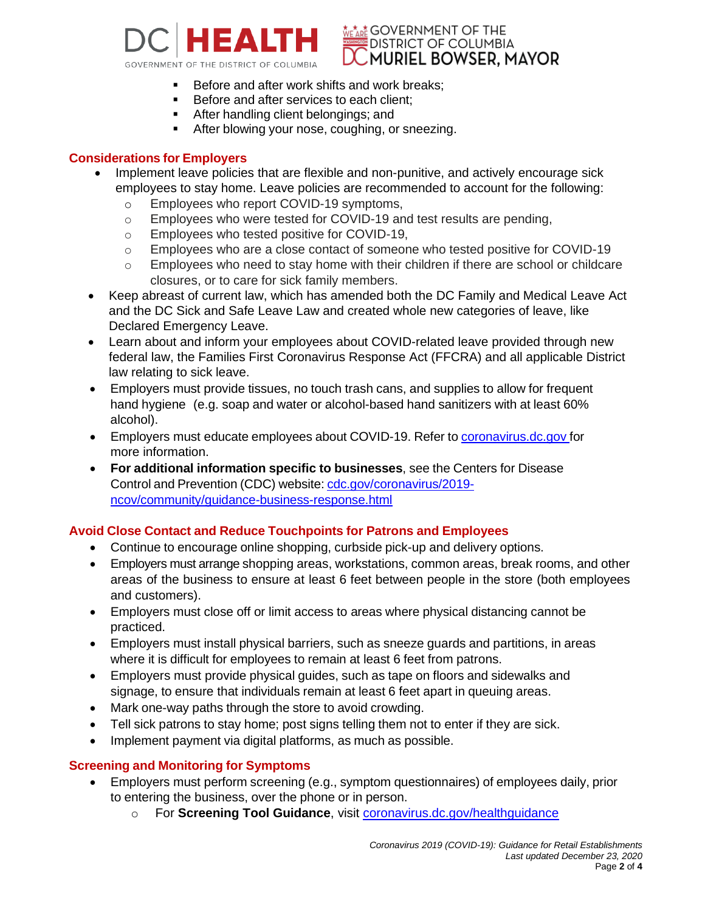- Before and after work shifts and work breaks;
- Before and after services to each client;
- After handling client belongings; and
- After blowing your nose, coughing, or sneezing.

## Considerations for Employers

- Implement leave policies that are flexible and non-punitive, and actively encourage sick employees to stay home. Leave policies are recommended to account for the following:
  - Employees who report COVID-19 symptoms,
  - Employees who were tested for COVID-19 and test results are pending,
  - Employees who tested positive for COVID-19,
  - Employees who are a close contact of someone who tested positive for COVID-19
  - Employees who need to stay home with their children if there are school or childcare closures, or to care for sick family members.
- Keep abreast of current law, which has amended both the DC Family and Medical Leave Act and the DC Sick and Safe Leave Law and created whole new categories of leave, like Declared Emergency Leave.
- Learn about and inform your employees about COVID-related leave provided through new federal law, the Families First Coronavirus Response Act (FFCRA) and all applicable District law relating to sick leave.
- Employers must provide tissues, no touch trash cans, and supplies to allow for frequent hand hygiene (e.g. soap and water or alcohol-based hand sanitizers with at least 60% alcohol).
- Employers must educate employees about COVID-19. Refer to [coronavirus.dc.gov](coronavirus.dc.gov) for more information.
- **For additional information specific to businesses**, see the Centers for Disease Control and Prevention (CDC) website: [cdc.gov/coronavirus/2019-ncov/community/guidance-business-response.html](cdc.gov/coronavirus/2019-ncov/community/guidance-business-response.html)

## Avoid Close Contact and Reduce Touchpoints for Patrons and Employees

- Continue to encourage online shopping, curbside pick-up and delivery options.
- Employers must arrange shopping areas, workstations, common areas, break rooms, and other areas of the business to ensure at least 6 feet between people in the store (both employees and customers).
- Employers must close off or limit access to areas where physical distancing cannot be practiced.
- Employers must install physical barriers, such as sneeze guards and partitions, in areas where it is difficult for employees to remain at least 6 feet from patrons.
- Employers must provide physical guides, such as tape on floors and sidewalks and signage, to ensure that individuals remain at least 6 feet apart in queuing areas.
- Mark one-way paths through the store to avoid crowding.
- Tell sick patrons to stay home; post signs telling them not to enter if they are sick.
- Implement payment via digital platforms, as much as possible.

## Screening and Monitoring for Symptoms

- Employers must perform screening (e.g., symptom questionnaires) of employees daily, prior to entering the business, over the phone or in person.
  - For **Screening Tool Guidance**, visit [coronavirus.dc.gov/healthguidance](coronavirus.dc.gov/healthguidance)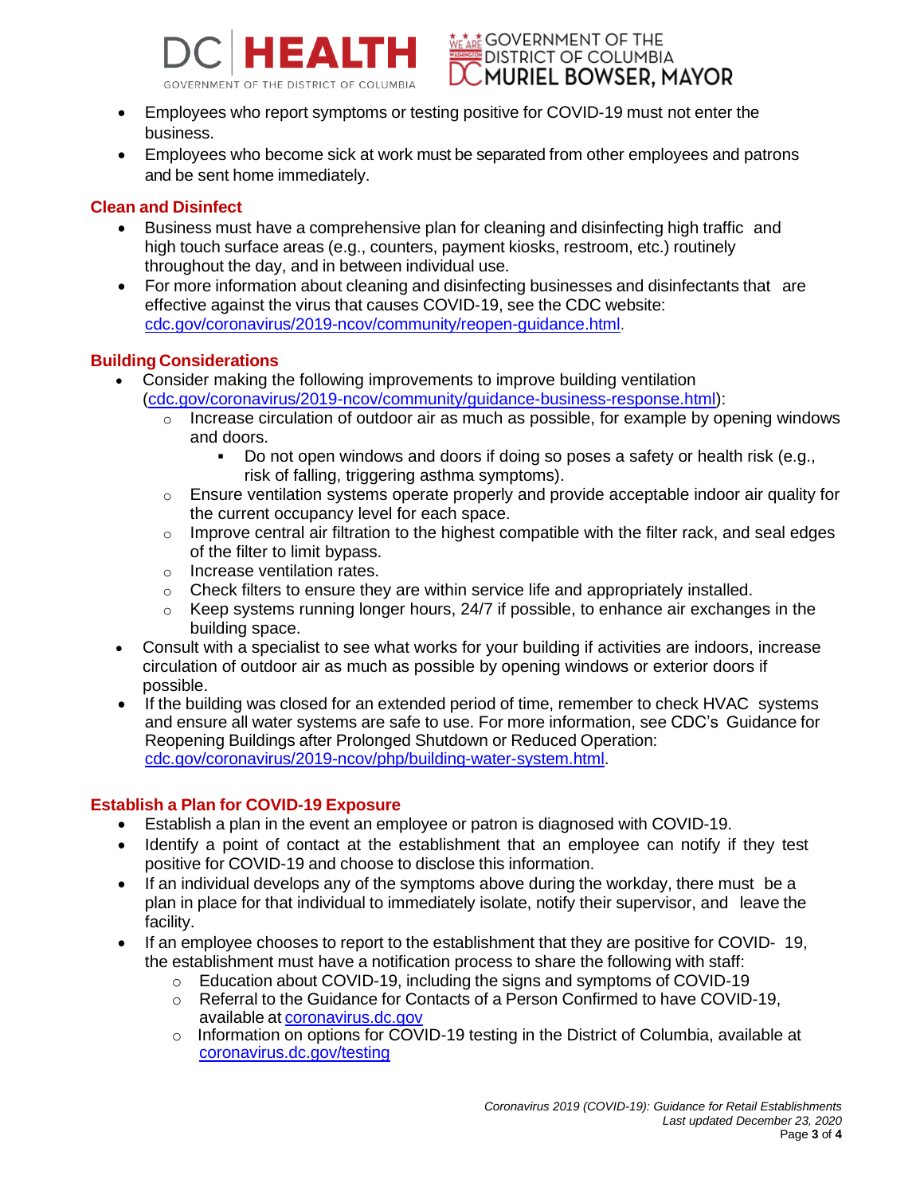- Employees who report symptoms or testing positive for COVID-19 must not enter the business.
- Employees who become sick at work must be separated from other employees and patrons and be sent home immediately.

## Clean and Disinfect

- Business must have a comprehensive plan for cleaning and disinfecting high traffic and high touch surface areas (e.g., counters, payment kiosks, restroom, etc.) routinely throughout the day, and in between individual use.
- For more information about cleaning and disinfecting businesses and disinfectants that are effective against the virus that causes COVID-19, see the CDC website: cdc.gov/coronavirus/2019-ncov/community/reopen-guidance.html.

## Building Considerations

- Consider making the following improvements to improve building ventilation (cdc.gov/coronavirus/2019-ncov/community/guidance-business-response.html):
  - Increase circulation of outdoor air as much as possible, for example by opening windows and doors.
    - Do not open windows and doors if doing so poses a safety or health risk (e.g., risk of falling, triggering asthma symptoms).
  - Ensure ventilation systems operate properly and provide acceptable indoor air quality for the current occupancy level for each space.
  - Improve central air filtration to the highest compatible with the filter rack, and seal edges of the filter to limit bypass.
  - Increase ventilation rates.
  - Check filters to ensure they are within service life and appropriately installed.
  - Keep systems running longer hours, 24/7 if possible, to enhance air exchanges in the building space.
- Consult with a specialist to see what works for your building if activities are indoors, increase circulation of outdoor air as much as possible by opening windows or exterior doors if possible.
- If the building was closed for an extended period of time, remember to check HVAC systems and ensure all water systems are safe to use. For more information, see CDC's Guidance for Reopening Buildings after Prolonged Shutdown or Reduced Operation: cdc.gov/coronavirus/2019-ncov/php/building-water-system.html.

## Establish a Plan for COVID-19 Exposure

- Establish a plan in the event an employee or patron is diagnosed with COVID-19.
- Identify a point of contact at the establishment that an employee can notify if they test positive for COVID-19 and choose to disclose this information.
- If an individual develops any of the symptoms above during the workday, there must be a plan in place for that individual to immediately isolate, notify their supervisor, and leave the facility.
- If an employee chooses to report to the establishment that they are positive for COVID- 19, the establishment must have a notification process to share the following with staff:
  - Education about COVID-19, including the signs and symptoms of COVID-19
  - Referral to the Guidance for Contacts of a Person Confirmed to have COVID-19, available at coronavirus.dc.gov
  - Information on options for COVID-19 testing in the District of Columbia, available at coronavirus.dc.gov/testing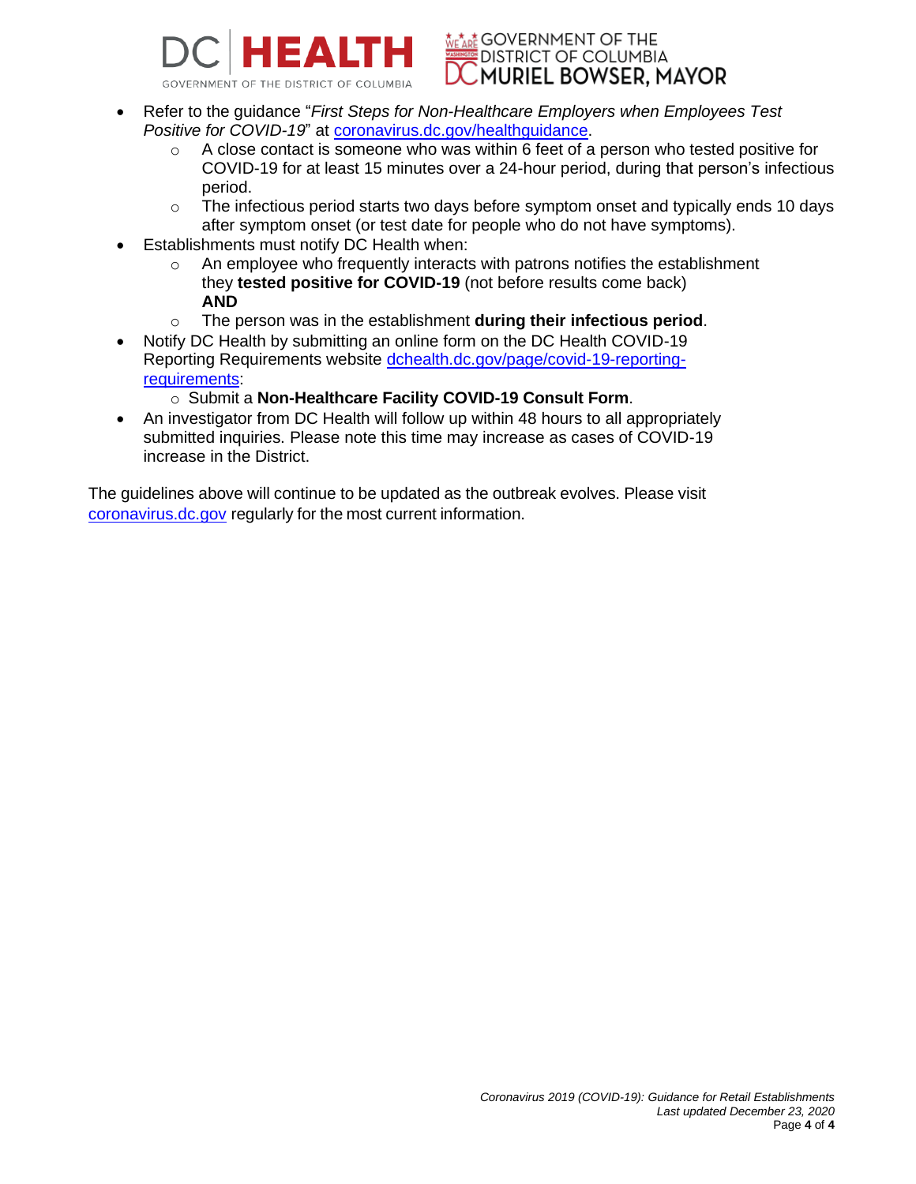- Refer to the guidance "*First Steps for Non-Healthcare Employers when Employees Test Positive for COVID-19*" at [coronavirus.dc.gov/healthguidance](coronavirus.dc.gov/healthguidance).
    - A close contact is someone who was within 6 feet of a person who tested positive for COVID-19 for at least 15 minutes over a 24-hour period, during that person's infectious period.
    - The infectious period starts two days before symptom onset and typically ends 10 days after symptom onset (or test date for people who do not have symptoms).
- Establishments must notify DC Health when:
    - An employee who frequently interacts with patrons notifies the establishment they **tested positive for COVID-19** (not before results come back) **AND**
    - The person was in the establishment **during their infectious period**.
- Notify DC Health by submitting an online form on the DC Health COVID-19 Reporting Requirements website [dchealth.dc.gov/page/covid-19-reporting-requirements](dchealth.dc.gov/page/covid-19-reporting-requirements):
    - Submit a **Non-Healthcare Facility COVID-19 Consult Form**.
- An investigator from DC Health will follow up within 48 hours to all appropriately submitted inquiries. Please note this time may increase as cases of COVID-19 increase in the District.

The guidelines above will continue to be updated as the outbreak evolves. Please visit [coronavirus.dc.gov](coronavirus.dc.gov) regularly for the most current information.